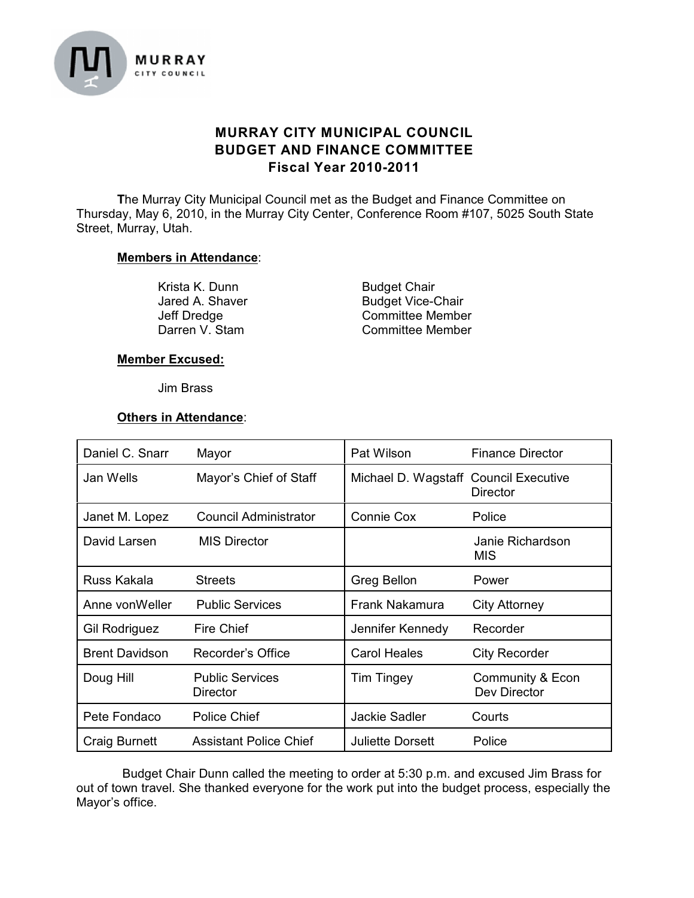MURRAY CITY COUNCIL

# MURRAY CITY MUNICIPAL COUNCIL
# BUDGET AND FINANCE COMMITTEE
## Fiscal Year 2010-2011

The Murray City Municipal Council met as the Budget and Finance Committee on Thursday, May 6, 2010, in the Murray City Center, Conference Room #107, 5025 South State Street, Murray, Utah.

**Members in Attendance**:

| | |
|---|---|
| Krista K. Dunn | Budget Chair |
| Jared A. Shaver | Budget Vice-Chair |
| Jeff Dredge | Committee Member |
| Darren V. Stam | Committee Member |

**Member Excused:**

Jim Brass

**Others in Attendance**:

| | | | |
|---|---|---|---|
| Daniel C. Snarr | Mayor | Pat Wilson | Finance Director |
| Jan Wells | Mayor's Chief of Staff | Michael D. Wagstaff | Council Executive Director |
| Janet M. Lopez | Council Administrator | Connie Cox | Police |
| David Larsen | MIS Director | | Janie Richardson MIS |
| Russ Kakala | Streets | Greg Bellon | Power |
| Anne vonWeller | Public Services | Frank Nakamura | City Attorney |
| Gil Rodriguez | Fire Chief | Jennifer Kennedy | Recorder |
| Brent Davidson | Recorder's Office | Carol Heales | City Recorder |
| Doug Hill | Public Services Director | Tim Tingey | Community & Econ Dev Director |
| Pete Fondaco | Police Chief | Jackie Sadler | Courts |
| Craig Burnett | Assistant Police Chief | Juliette Dorsett | Police |

Budget Chair Dunn called the meeting to order at 5:30 p.m. and excused Jim Brass for out of town travel. She thanked everyone for the work put into the budget process, especially the Mayor's office.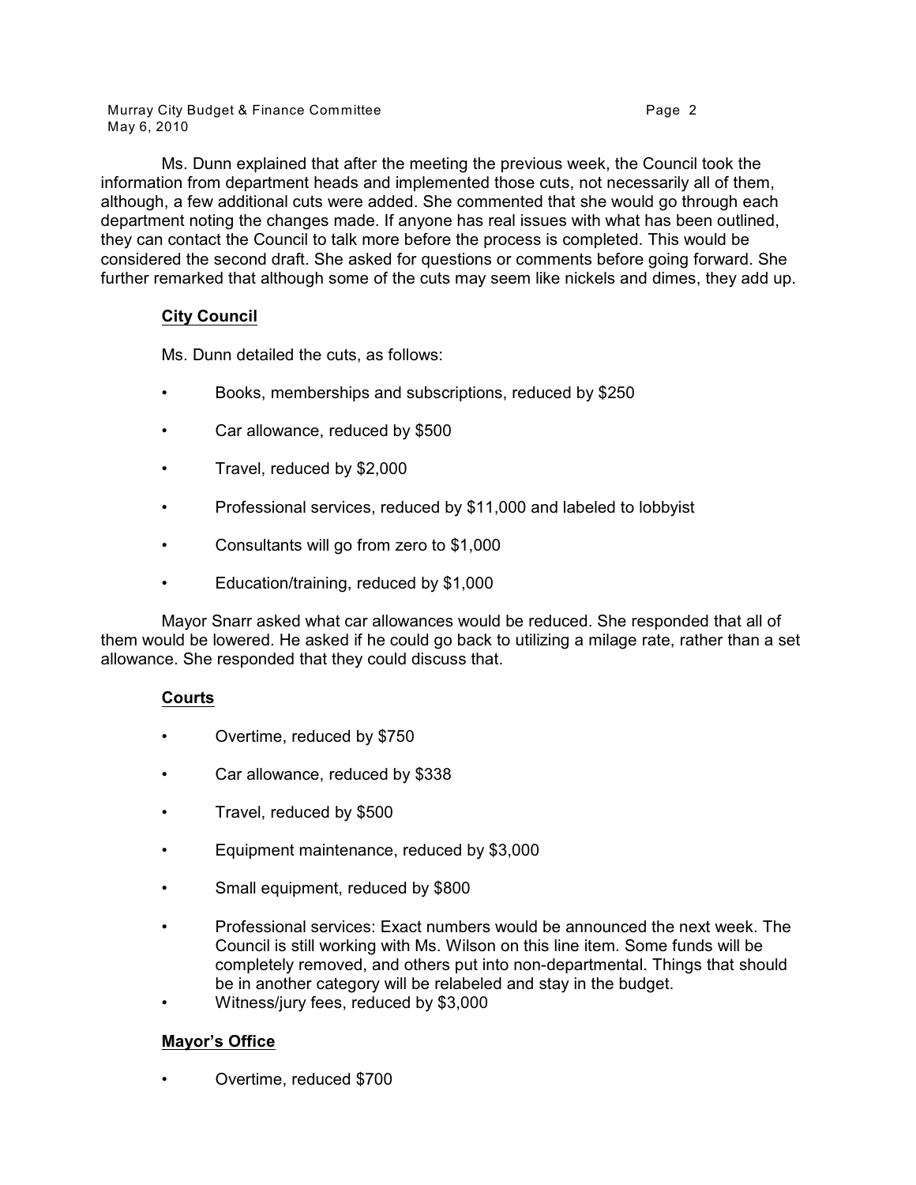Ms. Dunn explained that after the meeting the previous week, the Council took the information from department heads and implemented those cuts, not necessarily all of them, although, a few additional cuts were added. She commented that she would go through each department noting the changes made. If anyone has real issues with what has been outlined, they can contact the Council to talk more before the process is completed. This would be considered the second draft. She asked for questions or comments before going forward. She further remarked that although some of the cuts may seem like nickels and dimes, they add up.

**City Council**

Ms. Dunn detailed the cuts, as follows:

- Books, memberships and subscriptions, reduced by $250
- Car allowance, reduced by $500
- Travel, reduced by $2,000
- Professional services, reduced by $11,000 and labeled to lobbyist
- Consultants will go from zero to $1,000
- Education/training, reduced by $1,000

Mayor Snarr asked what car allowances would be reduced. She responded that all of them would be lowered. He asked if he could go back to utilizing a milage rate, rather than a set allowance. She responded that they could discuss that.

**Courts**

- Overtime, reduced by $750
- Car allowance, reduced by $338
- Travel, reduced by $500
- Equipment maintenance, reduced by $3,000
- Small equipment, reduced by $800
- Professional services: Exact numbers would be announced the next week. The Council is still working with Ms. Wilson on this line item. Some funds will be completely removed, and others put into non-departmental. Things that should be in another category will be relabeled and stay in the budget.
- Witness/jury fees, reduced by $3,000

**Mayor's Office**

- Overtime, reduced $700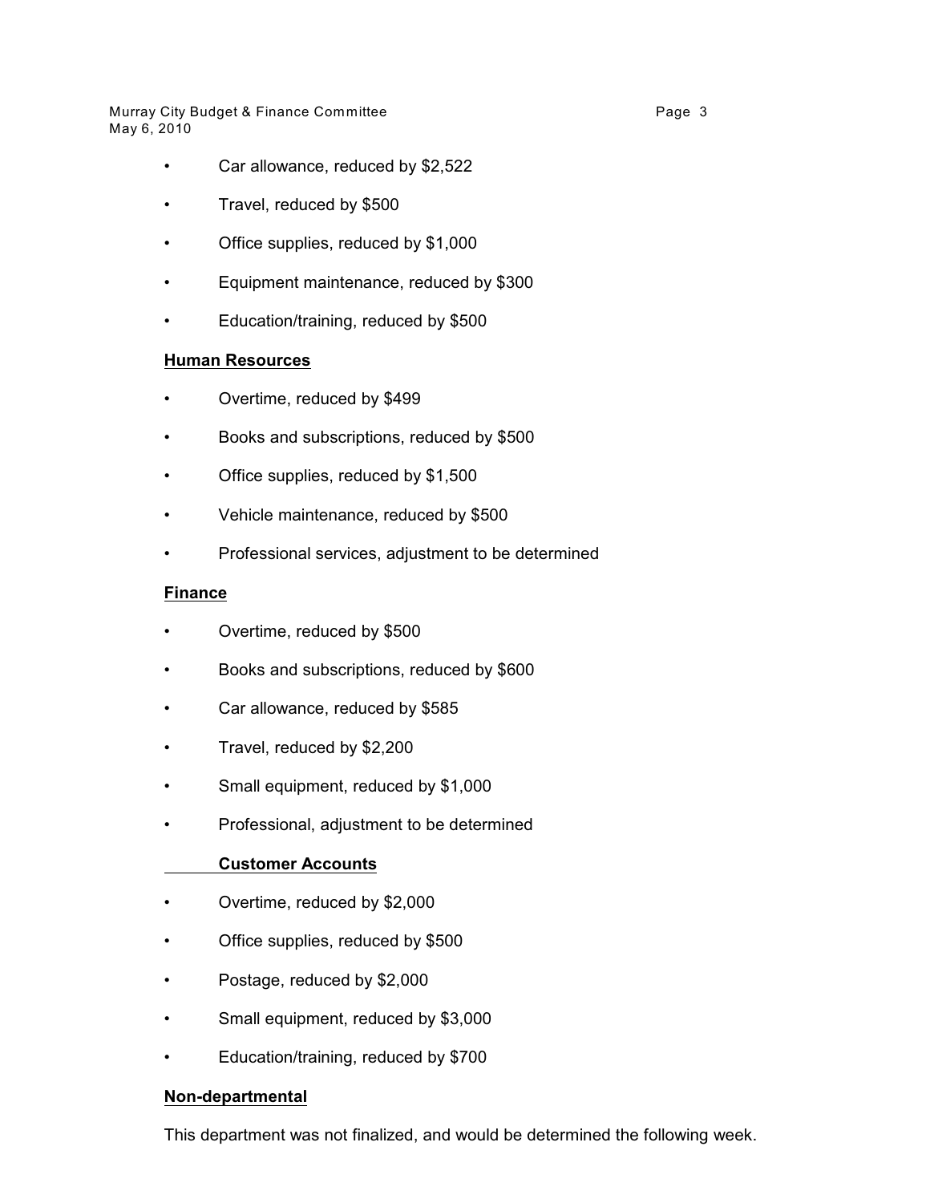- Car allowance, reduced by $2,522
- Travel, reduced by $500
- Office supplies, reduced by $1,000
- Equipment maintenance, reduced by $300
- Education/training, reduced by $500

**Human Resources**

- Overtime, reduced by $499
- Books and subscriptions, reduced by $500
- Office supplies, reduced by $1,500
- Vehicle maintenance, reduced by $500
- Professional services, adjustment to be determined

**Finance**

- Overtime, reduced by $500
- Books and subscriptions, reduced by $600
- Car allowance, reduced by $585
- Travel, reduced by $2,200
- Small equipment, reduced by $1,000
- Professional, adjustment to be determined

**Customer Accounts**

- Overtime, reduced by $2,000
- Office supplies, reduced by $500
- Postage, reduced by $2,000
- Small equipment, reduced by $3,000
- Education/training, reduced by $700

**Non-departmental**

This department was not finalized, and would be determined the following week.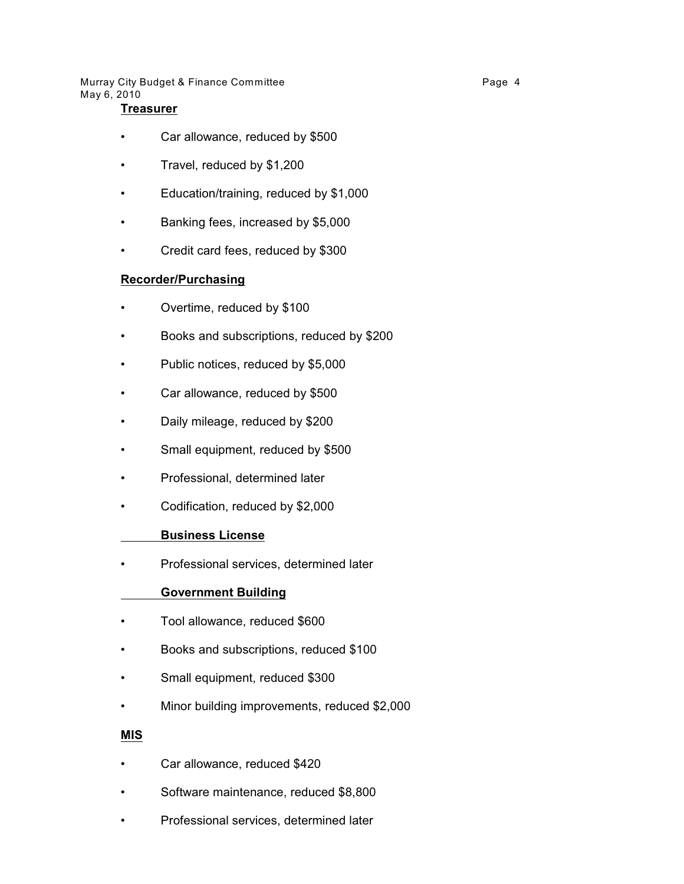**Treasurer**

- Car allowance, reduced by $500
- Travel, reduced by $1,200
- Education/training, reduced by $1,000
- Banking fees, increased by $5,000
- Credit card fees, reduced by $300

**Recorder/Purchasing**

- Overtime, reduced by $100
- Books and subscriptions, reduced by $200
- Public notices, reduced by $5,000
- Car allowance, reduced by $500
- Daily mileage, reduced by $200
- Small equipment, reduced by $500
- Professional, determined later
- Codification, reduced by $2,000

**Business License**

- Professional services, determined later

**Government Building**

- Tool allowance, reduced $600
- Books and subscriptions, reduced $100
- Small equipment, reduced $300
- Minor building improvements, reduced $2,000

**MIS**

- Car allowance, reduced $420
- Software maintenance, reduced $8,800
- Professional services, determined later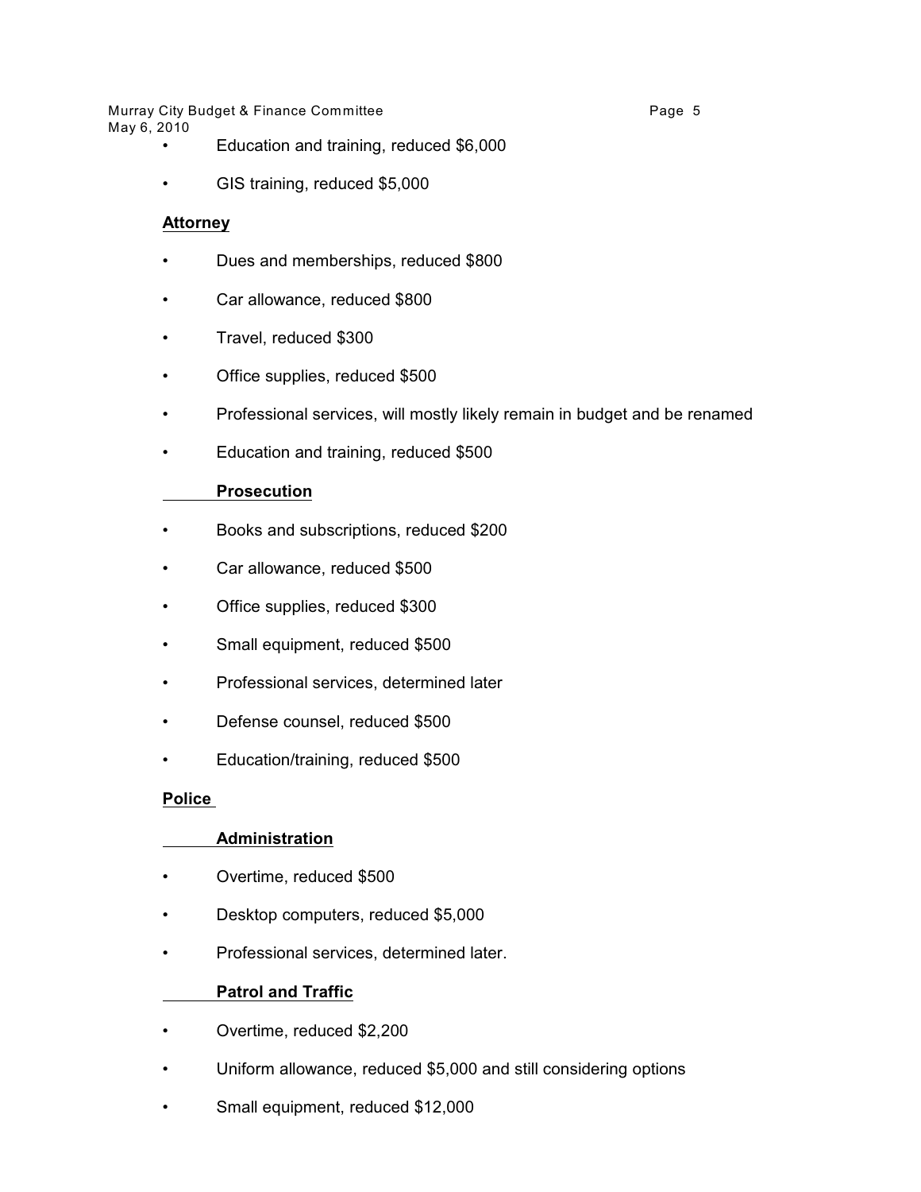- Education and training, reduced $6,000
- GIS training, reduced $5,000

**Attorney**

- Dues and memberships, reduced $800
- Car allowance, reduced $800
- Travel, reduced $300
- Office supplies, reduced $500
- Professional services, will mostly likely remain in budget and be renamed
- Education and training, reduced $500

**Prosecution**

- Books and subscriptions, reduced $200
- Car allowance, reduced $500
- Office supplies, reduced $300
- Small equipment, reduced $500
- Professional services, determined later
- Defense counsel, reduced $500
- Education/training, reduced $500

**Police**

**Administration**

- Overtime, reduced $500
- Desktop computers, reduced $5,000
- Professional services, determined later.

**Patrol and Traffic**

- Overtime, reduced $2,200
- Uniform allowance, reduced $5,000 and still considering options
- Small equipment, reduced $12,000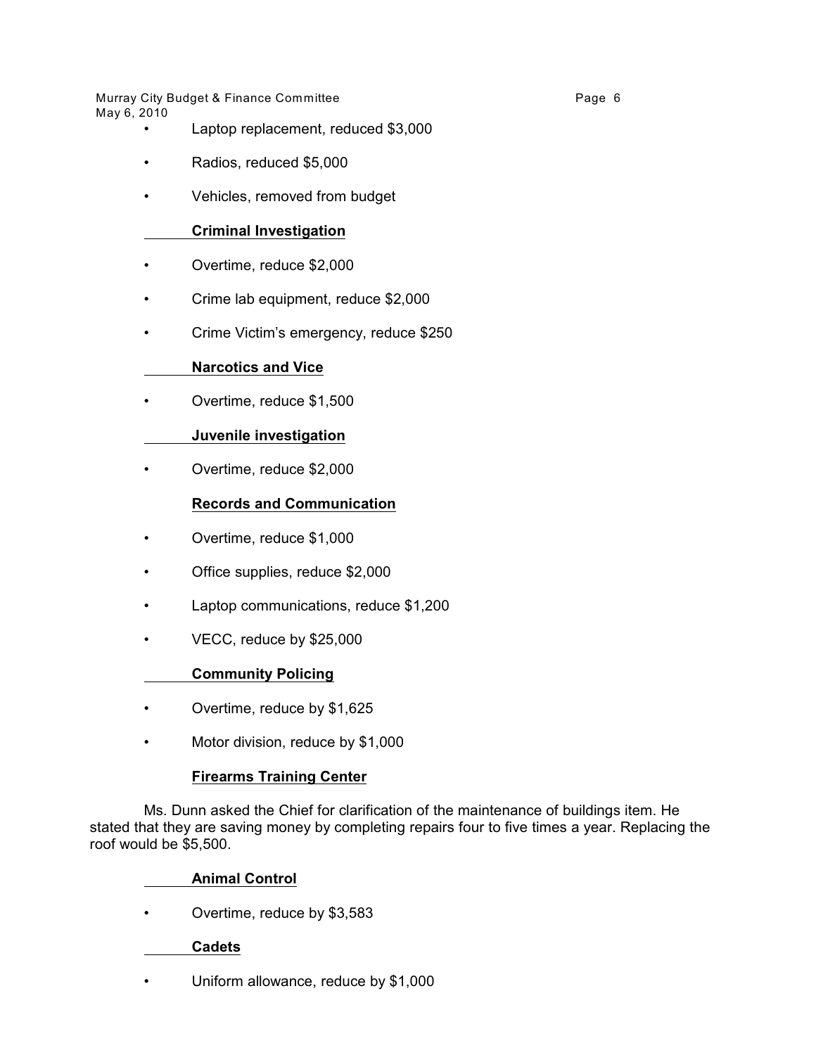- Laptop replacement, reduced $3,000
- Radios, reduced $5,000
- Vehicles, removed from budget

**Criminal Investigation**

- Overtime, reduce $2,000
- Crime lab equipment, reduce $2,000
- Crime Victim's emergency, reduce $250

**Narcotics and Vice**

- Overtime, reduce $1,500

**Juvenile investigation**

- Overtime, reduce $2,000

**Records and Communication**

- Overtime, reduce $1,000
- Office supplies, reduce $2,000
- Laptop communications, reduce $1,200
- VECC, reduce by $25,000

**Community Policing**

- Overtime, reduce by $1,625
- Motor division, reduce by $1,000

**Firearms Training Center**

Ms. Dunn asked the Chief for clarification of the maintenance of buildings item. He stated that they are saving money by completing repairs four to five times a year. Replacing the roof would be $5,500.

**Animal Control**

- Overtime, reduce by $3,583

**Cadets**

- Uniform allowance, reduce by $1,000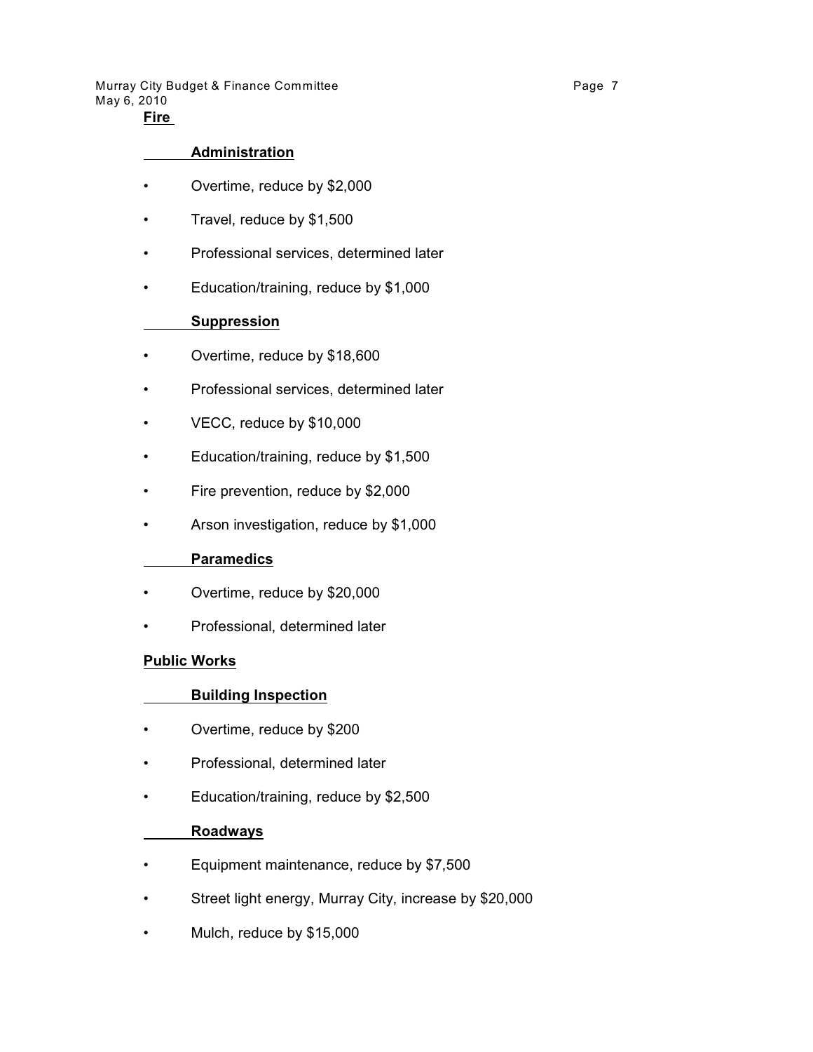**Fire**

**Administration**

- Overtime, reduce by $2,000
- Travel, reduce by $1,500
- Professional services, determined later
- Education/training, reduce by $1,000

**Suppression**

- Overtime, reduce by $18,600
- Professional services, determined later
- VECC, reduce by $10,000
- Education/training, reduce by $1,500
- Fire prevention, reduce by $2,000
- Arson investigation, reduce by $1,000

**Paramedics**

- Overtime, reduce by $20,000
- Professional, determined later

**Public Works**

**Building Inspection**

- Overtime, reduce by $200
- Professional, determined later
- Education/training, reduce by $2,500

**Roadways**

- Equipment maintenance, reduce by $7,500
- Street light energy, Murray City, increase by $20,000
- Mulch, reduce by $15,000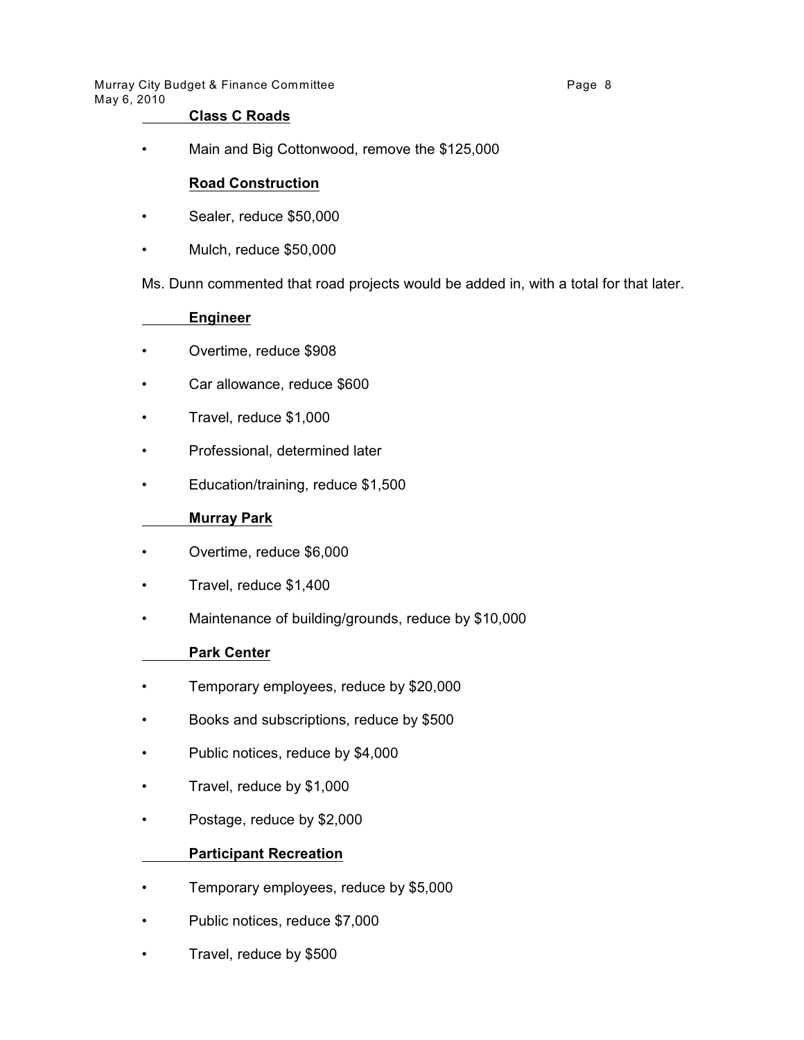**Class C Roads**

- Main and Big Cottonwood, remove the $125,000

**Road Construction**

- Sealer, reduce $50,000
- Mulch, reduce $50,000

Ms. Dunn commented that road projects would be added in, with a total for that later.

**Engineer**

- Overtime, reduce $908
- Car allowance, reduce $600
- Travel, reduce $1,000
- Professional, determined later
- Education/training, reduce $1,500

**Murray Park**

- Overtime, reduce $6,000
- Travel, reduce $1,400
- Maintenance of building/grounds, reduce by $10,000

**Park Center**

- Temporary employees, reduce by $20,000
- Books and subscriptions, reduce by $500
- Public notices, reduce by $4,000
- Travel, reduce by $1,000
- Postage, reduce by $2,000

**Participant Recreation**

- Temporary employees, reduce by $5,000
- Public notices, reduce $7,000
- Travel, reduce by $500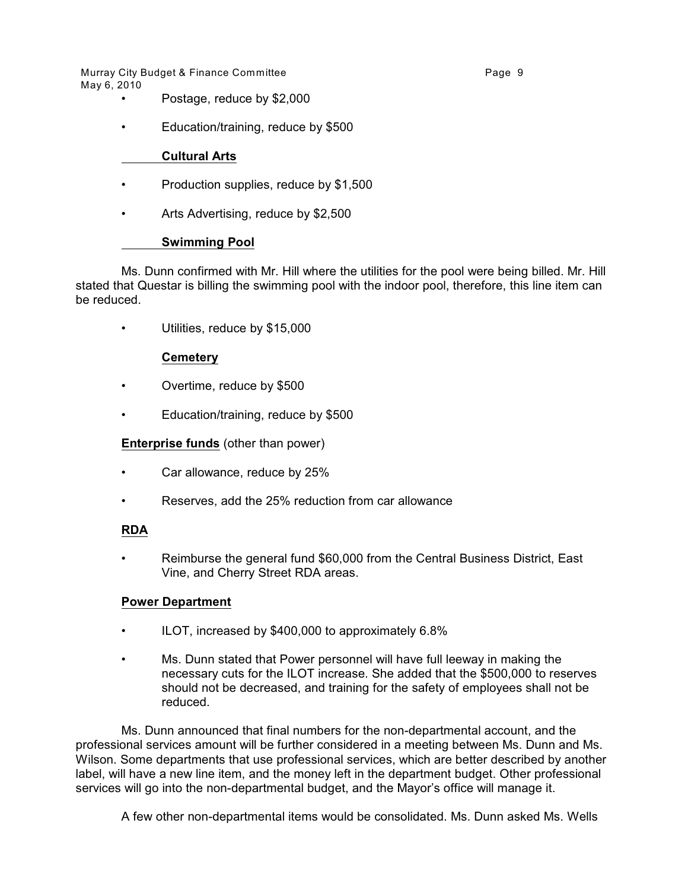- Postage, reduce by $2,000
- Education/training, reduce by $500

**Cultural Arts**

- Production supplies, reduce by $1,500
- Arts Advertising, reduce by $2,500

**Swimming Pool**

Ms. Dunn confirmed with Mr. Hill where the utilities for the pool were being billed. Mr. Hill stated that Questar is billing the swimming pool with the indoor pool, therefore, this line item can be reduced.

- Utilities, reduce by $15,000

**Cemetery**

- Overtime, reduce by $500
- Education/training, reduce by $500

**Enterprise funds** (other than power)

- Car allowance, reduce by 25%
- Reserves, add the 25% reduction from car allowance

**RDA**

- Reimburse the general fund $60,000 from the Central Business District, East Vine, and Cherry Street RDA areas.

**Power Department**

- ILOT, increased by $400,000 to approximately 6.8%
- Ms. Dunn stated that Power personnel will have full leeway in making the necessary cuts for the ILOT increase. She added that the $500,000 to reserves should not be decreased, and training for the safety of employees shall not be reduced.

Ms. Dunn announced that final numbers for the non-departmental account, and the professional services amount will be further considered in a meeting between Ms. Dunn and Ms. Wilson. Some departments that use professional services, which are better described by another label, will have a new line item, and the money left in the department budget. Other professional services will go into the non-departmental budget, and the Mayor's office will manage it.

A few other non-departmental items would be consolidated. Ms. Dunn asked Ms. Wells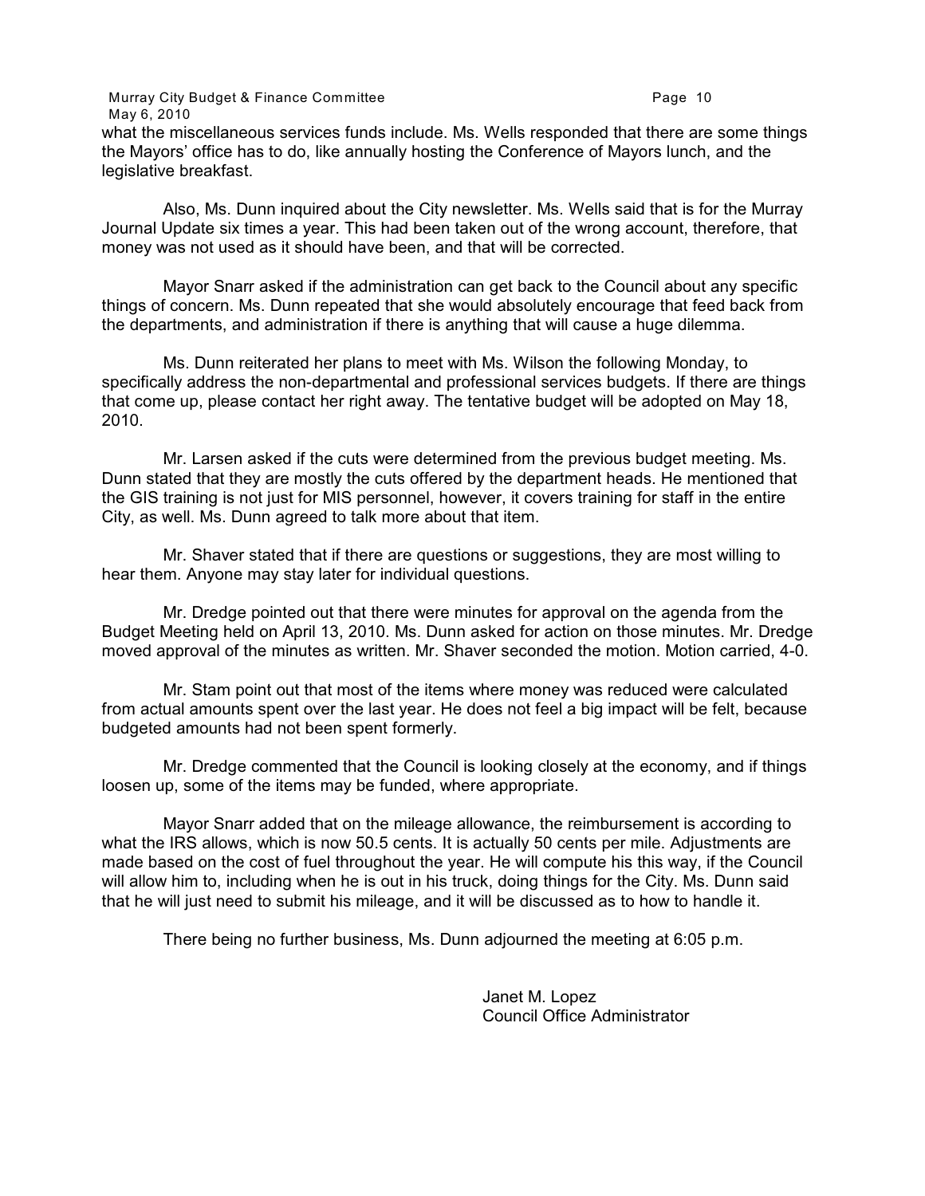what the miscellaneous services funds include. Ms. Wells responded that there are some things the Mayors' office has to do, like annually hosting the Conference of Mayors lunch, and the legislative breakfast.

Also, Ms. Dunn inquired about the City newsletter. Ms. Wells said that is for the Murray Journal Update six times a year. This had been taken out of the wrong account, therefore, that money was not used as it should have been, and that will be corrected.

Mayor Snarr asked if the administration can get back to the Council about any specific things of concern. Ms. Dunn repeated that she would absolutely encourage that feed back from the departments, and administration if there is anything that will cause a huge dilemma.

Ms. Dunn reiterated her plans to meet with Ms. Wilson the following Monday, to specifically address the non-departmental and professional services budgets. If there are things that come up, please contact her right away. The tentative budget will be adopted on May 18, 2010.

Mr. Larsen asked if the cuts were determined from the previous budget meeting. Ms. Dunn stated that they are mostly the cuts offered by the department heads. He mentioned that the GIS training is not just for MIS personnel, however, it covers training for staff in the entire City, as well. Ms. Dunn agreed to talk more about that item.

Mr. Shaver stated that if there are questions or suggestions, they are most willing to hear them. Anyone may stay later for individual questions.

Mr. Dredge pointed out that there were minutes for approval on the agenda from the Budget Meeting held on April 13, 2010. Ms. Dunn asked for action on those minutes. Mr. Dredge moved approval of the minutes as written. Mr. Shaver seconded the motion. Motion carried, 4-0.

Mr. Stam point out that most of the items where money was reduced were calculated from actual amounts spent over the last year. He does not feel a big impact will be felt, because budgeted amounts had not been spent formerly.

Mr. Dredge commented that the Council is looking closely at the economy, and if things loosen up, some of the items may be funded, where appropriate.

Mayor Snarr added that on the mileage allowance, the reimbursement is according to what the IRS allows, which is now 50.5 cents. It is actually 50 cents per mile. Adjustments are made based on the cost of fuel throughout the year. He will compute his this way, if the Council will allow him to, including when he is out in his truck, doing things for the City. Ms. Dunn said that he will just need to submit his mileage, and it will be discussed as to how to handle it.

There being no further business, Ms. Dunn adjourned the meeting at 6:05 p.m.

Janet M. Lopez
Council Office Administrator